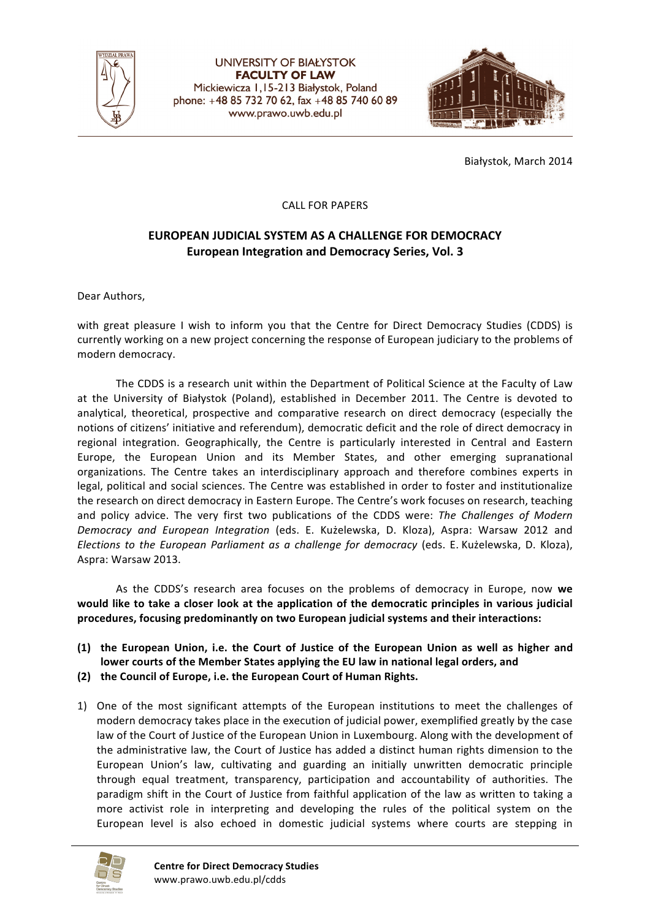UNIVERSITY OF BIAŁYSTOK
**FACULTY OF LAW**
Mickiewicza 1, 15-213 Białystok, Poland
phone: +48 85 732 70 62, fax +48 85 740 60 89
www.prawo.uwb.edu.pl

Białystok, March 2014

CALL FOR PAPERS

# EUROPEAN JUDICIAL SYSTEM AS A CHALLENGE FOR DEMOCRACY
## European Integration and Democracy Series, Vol. 3

Dear Authors,

with great pleasure I wish to inform you that the Centre for Direct Democracy Studies (CDDS) is currently working on a new project concerning the response of European judiciary to the problems of modern democracy.

The CDDS is a research unit within the Department of Political Science at the Faculty of Law at the University of Białystok (Poland), established in December 2011. The Centre is devoted to analytical, theoretical, prospective and comparative research on direct democracy (especially the notions of citizens' initiative and referendum), democratic deficit and the role of direct democracy in regional integration. Geographically, the Centre is particularly interested in Central and Eastern Europe, the European Union and its Member States, and other emerging supranational organizations. The Centre takes an interdisciplinary approach and therefore combines experts in legal, political and social sciences. The Centre was established in order to foster and institutionalize the research on direct democracy in Eastern Europe. The Centre's work focuses on research, teaching and policy advice. The very first two publications of the CDDS were: *The Challenges of Modern Democracy and European Integration* (eds. E. Kużelewska, D. Kloza), Aspra: Warsaw 2012 and *Elections to the European Parliament as a challenge for democracy* (eds. E. Kużelewska, D. Kloza), Aspra: Warsaw 2013.

As the CDDS's research area focuses on the problems of democracy in Europe, now **we would like to take a closer look at the application of the democratic principles in various judicial procedures, focusing predominantly on two European judicial systems and their interactions:**

**(1) the European Union, i.e. the Court of Justice of the European Union as well as higher and lower courts of the Member States applying the EU law in national legal orders, and**
**(2) the Council of Europe, i.e. the European Court of Human Rights.**

1) One of the most significant attempts of the European institutions to meet the challenges of modern democracy takes place in the execution of judicial power, exemplified greatly by the case law of the Court of Justice of the European Union in Luxembourg. Along with the development of the administrative law, the Court of Justice has added a distinct human rights dimension to the European Union's law, cultivating and guarding an initially unwritten democratic principle through equal treatment, transparency, participation and accountability of authorities. The paradigm shift in the Court of Justice from faithful application of the law as written to taking a more activist role in interpreting and developing the rules of the political system on the European level is also echoed in domestic judicial systems where courts are stepping in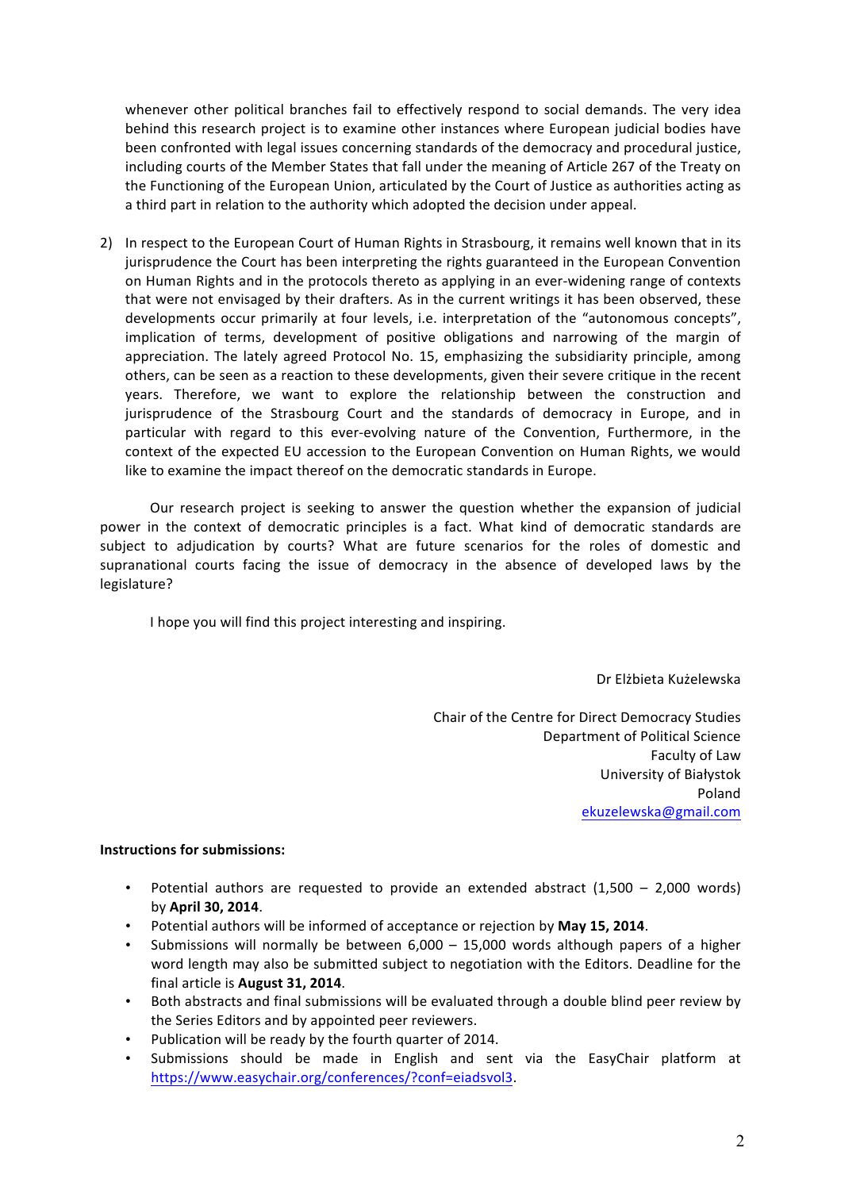whenever other political branches fail to effectively respond to social demands. The very idea behind this research project is to examine other instances where European judicial bodies have been confronted with legal issues concerning standards of the democracy and procedural justice, including courts of the Member States that fall under the meaning of Article 267 of the Treaty on the Functioning of the European Union, articulated by the Court of Justice as authorities acting as a third part in relation to the authority which adopted the decision under appeal.

2) In respect to the European Court of Human Rights in Strasbourg, it remains well known that in its jurisprudence the Court has been interpreting the rights guaranteed in the European Convention on Human Rights and in the protocols thereto as applying in an ever-widening range of contexts that were not envisaged by their drafters. As in the current writings it has been observed, these developments occur primarily at four levels, i.e. interpretation of the "autonomous concepts", implication of terms, development of positive obligations and narrowing of the margin of appreciation. The lately agreed Protocol No. 15, emphasizing the subsidiarity principle, among others, can be seen as a reaction to these developments, given their severe critique in the recent years. Therefore, we want to explore the relationship between the construction and jurisprudence of the Strasbourg Court and the standards of democracy in Europe, and in particular with regard to this ever-evolving nature of the Convention, Furthermore, in the context of the expected EU accession to the European Convention on Human Rights, we would like to examine the impact thereof on the democratic standards in Europe.

Our research project is seeking to answer the question whether the expansion of judicial power in the context of democratic principles is a fact. What kind of democratic standards are subject to adjudication by courts? What are future scenarios for the roles of domestic and supranational courts facing the issue of democracy in the absence of developed laws by the legislature?

I hope you will find this project interesting and inspiring.

Dr Elżbieta Kużelewska

Chair of the Centre for Direct Democracy Studies
Department of Political Science
Faculty of Law
University of Białystok
Poland
ekuzelewska@gmail.com

**Instructions for submissions:**

- Potential authors are requested to provide an extended abstract (1,500 – 2,000 words) by **April 30, 2014**.
- Potential authors will be informed of acceptance or rejection by **May 15, 2014**.
- Submissions will normally be between 6,000 – 15,000 words although papers of a higher word length may also be submitted subject to negotiation with the Editors. Deadline for the final article is **August 31, 2014**.
- Both abstracts and final submissions will be evaluated through a double blind peer review by the Series Editors and by appointed peer reviewers.
- Publication will be ready by the fourth quarter of 2014.
- Submissions should be made in English and sent via the EasyChair platform at https://www.easychair.org/conferences/?conf=eiadsvol3.